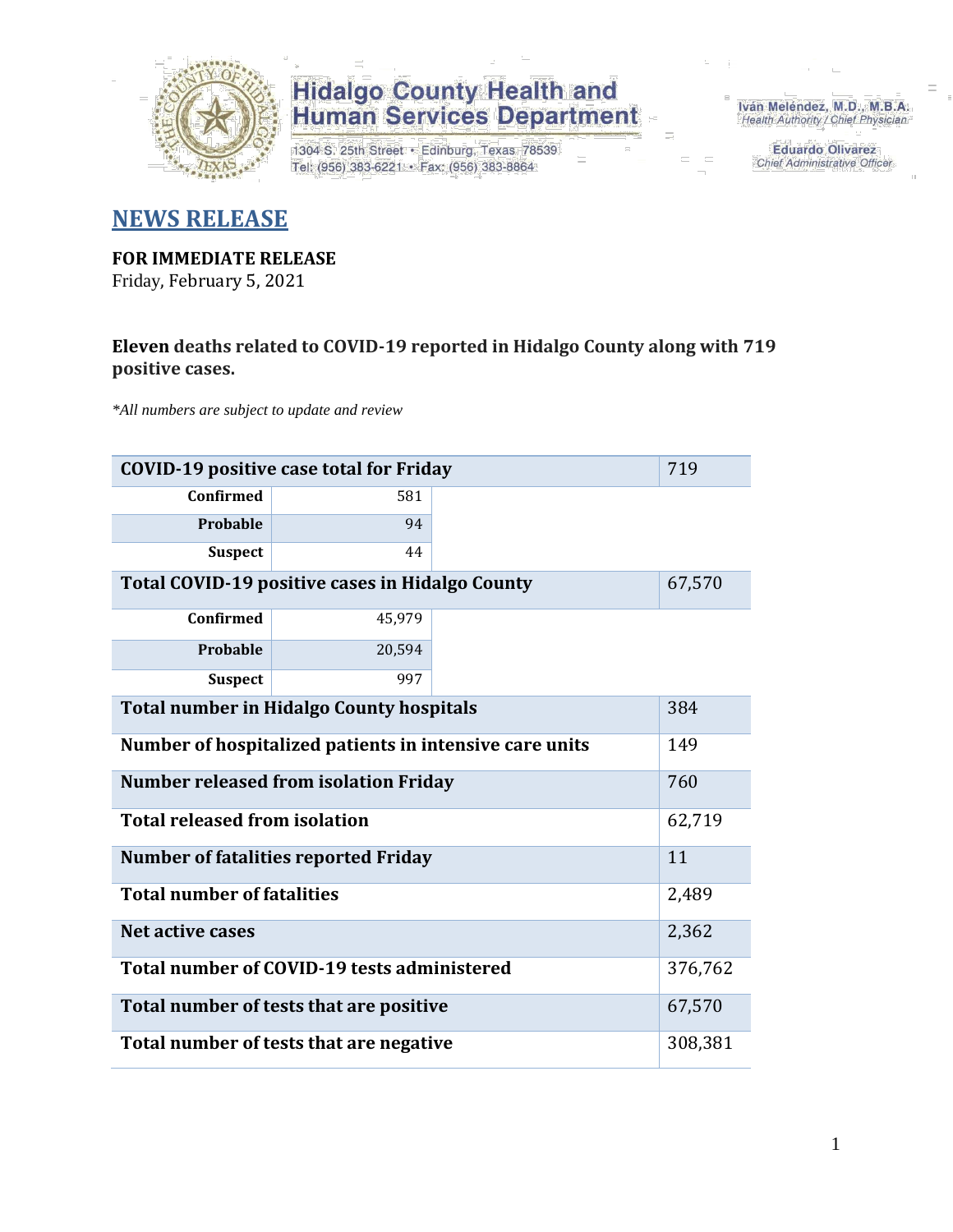Hidalgo County Health and Human Services Department

1304 S. 25th Street • Edinburg, Texas 78539
Tel: (956) 383-6221 • Fax: (956) 383-8864

Iván Meléndez, M.D., M.B.A.
Health Authority / Chief Physician

Eduardo Olivarez
Chief Administrative Officer

## NEWS RELEASE

**FOR IMMEDIATE RELEASE**
Friday, February 5, 2021

**Eleven deaths related to COVID-19 reported in Hidalgo County along with 719 positive cases.**

*\*All numbers are subject to update and review*

| **COVID-19 positive case total for Friday** | | 719 |
|---|---|---|
| **Confirmed** | 581 | |
| **Probable** | 94 | |
| **Suspect** | 44 | |
| **Total COVID-19 positive cases in Hidalgo County** | | 67,570 |
| **Confirmed** | 45,979 | |
| **Probable** | 20,594 | |
| **Suspect** | 997 | |
| **Total number in Hidalgo County hospitals** | | 384 |
| **Number of hospitalized patients in intensive care units** | | 149 |
| **Number released from isolation Friday** | | 760 |
| **Total released from isolation** | | 62,719 |
| **Number of fatalities reported Friday** | | 11 |
| **Total number of fatalities** | | 2,489 |
| **Net active cases** | | 2,362 |
| **Total number of COVID-19 tests administered** | | 376,762 |
| **Total number of tests that are positive** | | 67,570 |
| **Total number of tests that are negative** | | 308,381 |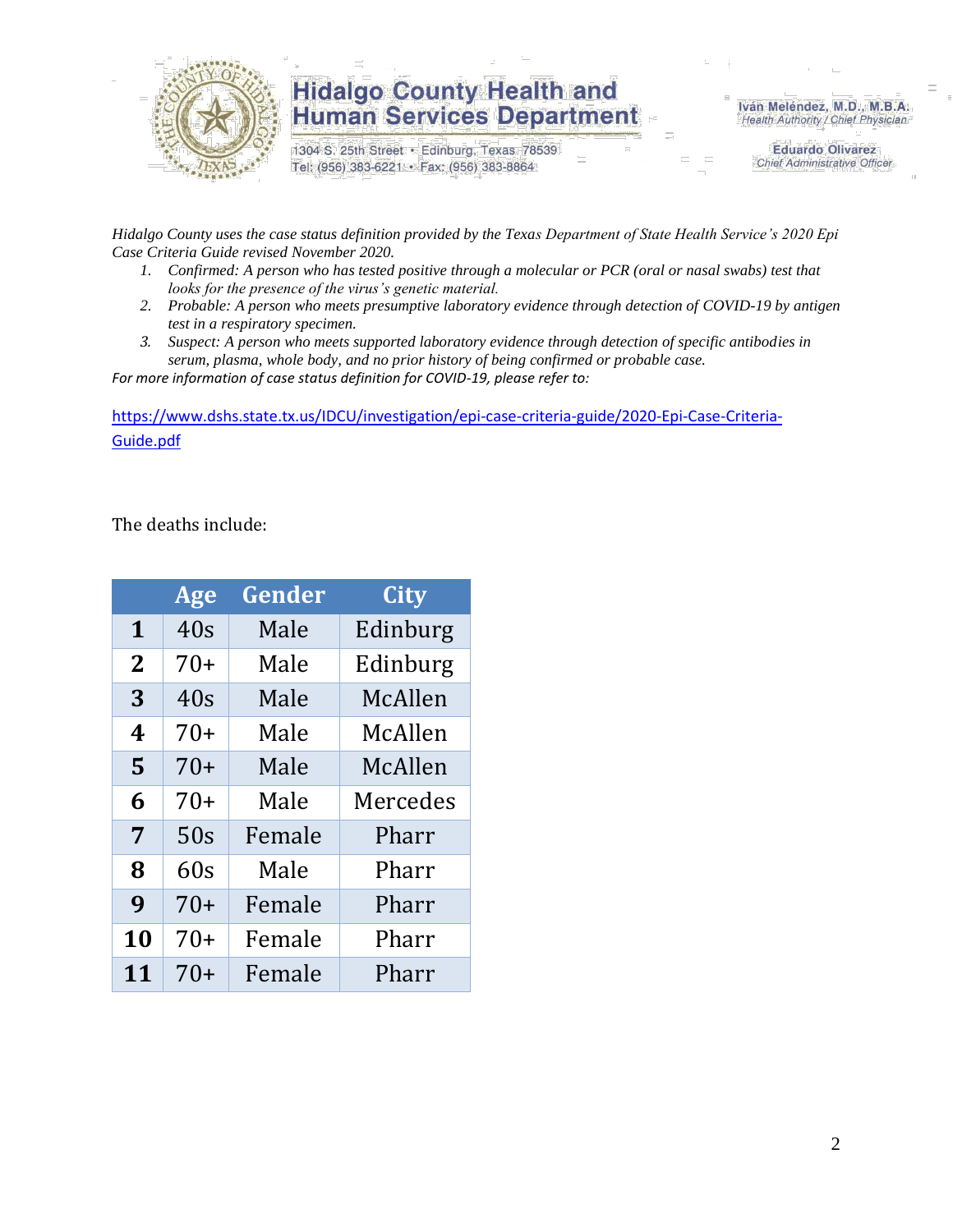*Hidalgo County uses the case status definition provided by the Texas Department of State Health Service's 2020 Epi Case Criteria Guide revised November 2020.*

1. *Confirmed: A person who has tested positive through a molecular or PCR (oral or nasal swabs) test that looks for the presence of the virus's genetic material.*
2. *Probable: A person who meets presumptive laboratory evidence through detection of COVID-19 by antigen test in a respiratory specimen.*
3. *Suspect: A person who meets supported laboratory evidence through detection of specific antibodies in serum, plasma, whole body, and no prior history of being confirmed or probable case.*

*For more information of case status definition for COVID-19, please refer to:*

https://www.dshs.state.tx.us/IDCU/investigation/epi-case-criteria-guide/2020-Epi-Case-Criteria-Guide.pdf

The deaths include:

| | Age | Gender | City |
|---|---|---|---|
| **1** | 40s | Male | Edinburg |
| **2** | 70+ | Male | Edinburg |
| **3** | 40s | Male | McAllen |
| **4** | 70+ | Male | McAllen |
| **5** | 70+ | Male | McAllen |
| **6** | 70+ | Male | Mercedes |
| **7** | 50s | Female | Pharr |
| **8** | 60s | Male | Pharr |
| **9** | 70+ | Female | Pharr |
| **10** | 70+ | Female | Pharr |
| **11** | 70+ | Female | Pharr |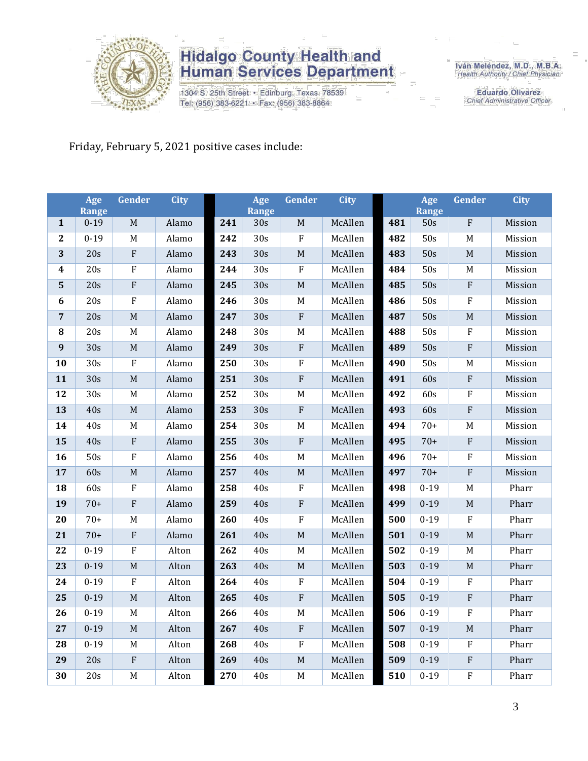Hidalgo County Health and Human Services Department

1304 S. 25th Street • Edinburg, Texas 78539
Tel: (956) 383-6221 • Fax: (956) 383-8864

Iván Meléndez, M.D., M.B.A.
*Health Authority / Chief Physician*

Eduardo Olivarez
*Chief Administrative Officer*

Friday, February 5, 2021 positive cases include:

| | Age Range | Gender | City | | Age Range | Gender | City | | Age Range | Gender | City |
|---|---|---|---|---|---|---|---|---|---|---|---|
| **1** | 0-19 | M | Alamo | **241** | 30s | M | McAllen | **481** | 50s | F | Mission |
| **2** | 0-19 | M | Alamo | **242** | 30s | F | McAllen | **482** | 50s | M | Mission |
| **3** | 20s | F | Alamo | **243** | 30s | M | McAllen | **483** | 50s | M | Mission |
| **4** | 20s | F | Alamo | **244** | 30s | F | McAllen | **484** | 50s | M | Mission |
| **5** | 20s | F | Alamo | **245** | 30s | M | McAllen | **485** | 50s | F | Mission |
| **6** | 20s | F | Alamo | **246** | 30s | M | McAllen | **486** | 50s | F | Mission |
| **7** | 20s | M | Alamo | **247** | 30s | F | McAllen | **487** | 50s | M | Mission |
| **8** | 20s | M | Alamo | **248** | 30s | M | McAllen | **488** | 50s | F | Mission |
| **9** | 30s | M | Alamo | **249** | 30s | F | McAllen | **489** | 50s | F | Mission |
| **10** | 30s | F | Alamo | **250** | 30s | F | McAllen | **490** | 50s | M | Mission |
| **11** | 30s | M | Alamo | **251** | 30s | F | McAllen | **491** | 60s | F | Mission |
| **12** | 30s | M | Alamo | **252** | 30s | M | McAllen | **492** | 60s | F | Mission |
| **13** | 40s | M | Alamo | **253** | 30s | F | McAllen | **493** | 60s | F | Mission |
| **14** | 40s | M | Alamo | **254** | 30s | M | McAllen | **494** | 70+ | M | Mission |
| **15** | 40s | F | Alamo | **255** | 30s | F | McAllen | **495** | 70+ | F | Mission |
| **16** | 50s | F | Alamo | **256** | 40s | M | McAllen | **496** | 70+ | F | Mission |
| **17** | 60s | M | Alamo | **257** | 40s | M | McAllen | **497** | 70+ | F | Mission |
| **18** | 60s | F | Alamo | **258** | 40s | F | McAllen | **498** | 0-19 | M | Pharr |
| **19** | 70+ | F | Alamo | **259** | 40s | F | McAllen | **499** | 0-19 | M | Pharr |
| **20** | 70+ | M | Alamo | **260** | 40s | F | McAllen | **500** | 0-19 | F | Pharr |
| **21** | 70+ | F | Alamo | **261** | 40s | M | McAllen | **501** | 0-19 | M | Pharr |
| **22** | 0-19 | F | Alton | **262** | 40s | M | McAllen | **502** | 0-19 | M | Pharr |
| **23** | 0-19 | M | Alton | **263** | 40s | M | McAllen | **503** | 0-19 | M | Pharr |
| **24** | 0-19 | F | Alton | **264** | 40s | F | McAllen | **504** | 0-19 | F | Pharr |
| **25** | 0-19 | M | Alton | **265** | 40s | F | McAllen | **505** | 0-19 | F | Pharr |
| **26** | 0-19 | M | Alton | **266** | 40s | M | McAllen | **506** | 0-19 | F | Pharr |
| **27** | 0-19 | M | Alton | **267** | 40s | F | McAllen | **507** | 0-19 | M | Pharr |
| **28** | 0-19 | M | Alton | **268** | 40s | F | McAllen | **508** | 0-19 | F | Pharr |
| **29** | 20s | F | Alton | **269** | 40s | M | McAllen | **509** | 0-19 | F | Pharr |
| **30** | 20s | M | Alton | **270** | 40s | M | McAllen | **510** | 0-19 | F | Pharr |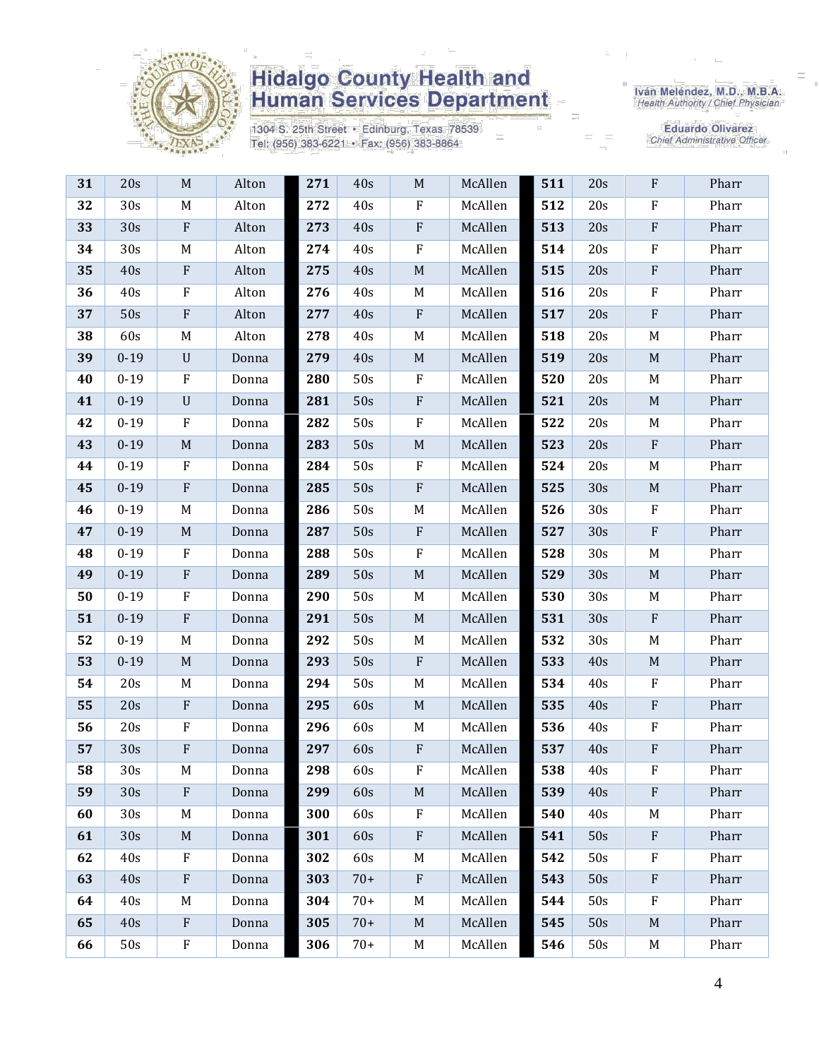# Hidalgo County Health and Human Services Department

1304 S. 25th Street • Edinburg, Texas 78539
Tel: (956) 383-6221 • Fax: (956) 383-8864

Iván Meléndez, M.D., M.B.A.
Health Authority / Chief Physician

Eduardo Olivarez
Chief Administrative Officer

| | | | | | | | | | | | |
|---|---|---|---|---|---|---|---|---|---|---|---|
| **31** | 20s | M | Alton | **271** | 40s | M | McAllen | **511** | 20s | F | Pharr |
| **32** | 30s | M | Alton | **272** | 40s | F | McAllen | **512** | 20s | F | Pharr |
| **33** | 30s | F | Alton | **273** | 40s | F | McAllen | **513** | 20s | F | Pharr |
| **34** | 30s | M | Alton | **274** | 40s | F | McAllen | **514** | 20s | F | Pharr |
| **35** | 40s | F | Alton | **275** | 40s | M | McAllen | **515** | 20s | F | Pharr |
| **36** | 40s | F | Alton | **276** | 40s | M | McAllen | **516** | 20s | F | Pharr |
| **37** | 50s | F | Alton | **277** | 40s | F | McAllen | **517** | 20s | F | Pharr |
| **38** | 60s | M | Alton | **278** | 40s | M | McAllen | **518** | 20s | M | Pharr |
| **39** | 0-19 | U | Donna | **279** | 40s | M | McAllen | **519** | 20s | M | Pharr |
| **40** | 0-19 | F | Donna | **280** | 50s | F | McAllen | **520** | 20s | M | Pharr |
| **41** | 0-19 | U | Donna | **281** | 50s | F | McAllen | **521** | 20s | M | Pharr |
| **42** | 0-19 | F | Donna | **282** | 50s | F | McAllen | **522** | 20s | M | Pharr |
| **43** | 0-19 | M | Donna | **283** | 50s | M | McAllen | **523** | 20s | F | Pharr |
| **44** | 0-19 | F | Donna | **284** | 50s | F | McAllen | **524** | 20s | M | Pharr |
| **45** | 0-19 | F | Donna | **285** | 50s | F | McAllen | **525** | 30s | M | Pharr |
| **46** | 0-19 | M | Donna | **286** | 50s | M | McAllen | **526** | 30s | F | Pharr |
| **47** | 0-19 | M | Donna | **287** | 50s | F | McAllen | **527** | 30s | F | Pharr |
| **48** | 0-19 | F | Donna | **288** | 50s | F | McAllen | **528** | 30s | M | Pharr |
| **49** | 0-19 | F | Donna | **289** | 50s | M | McAllen | **529** | 30s | M | Pharr |
| **50** | 0-19 | F | Donna | **290** | 50s | M | McAllen | **530** | 30s | M | Pharr |
| **51** | 0-19 | F | Donna | **291** | 50s | M | McAllen | **531** | 30s | F | Pharr |
| **52** | 0-19 | M | Donna | **292** | 50s | M | McAllen | **532** | 30s | M | Pharr |
| **53** | 0-19 | M | Donna | **293** | 50s | F | McAllen | **533** | 40s | M | Pharr |
| **54** | 20s | M | Donna | **294** | 50s | M | McAllen | **534** | 40s | F | Pharr |
| **55** | 20s | F | Donna | **295** | 60s | M | McAllen | **535** | 40s | F | Pharr |
| **56** | 20s | F | Donna | **296** | 60s | M | McAllen | **536** | 40s | F | Pharr |
| **57** | 30s | F | Donna | **297** | 60s | F | McAllen | **537** | 40s | F | Pharr |
| **58** | 30s | M | Donna | **298** | 60s | F | McAllen | **538** | 40s | F | Pharr |
| **59** | 30s | F | Donna | **299** | 60s | M | McAllen | **539** | 40s | F | Pharr |
| **60** | 30s | M | Donna | **300** | 60s | F | McAllen | **540** | 40s | M | Pharr |
| **61** | 30s | M | Donna | **301** | 60s | F | McAllen | **541** | 50s | F | Pharr |
| **62** | 40s | F | Donna | **302** | 60s | M | McAllen | **542** | 50s | F | Pharr |
| **63** | 40s | F | Donna | **303** | 70+ | F | McAllen | **543** | 50s | F | Pharr |
| **64** | 40s | M | Donna | **304** | 70+ | M | McAllen | **544** | 50s | F | Pharr |
| **65** | 40s | F | Donna | **305** | 70+ | M | McAllen | **545** | 50s | M | Pharr |
| **66** | 50s | F | Donna | **306** | 70+ | M | McAllen | **546** | 50s | M | Pharr |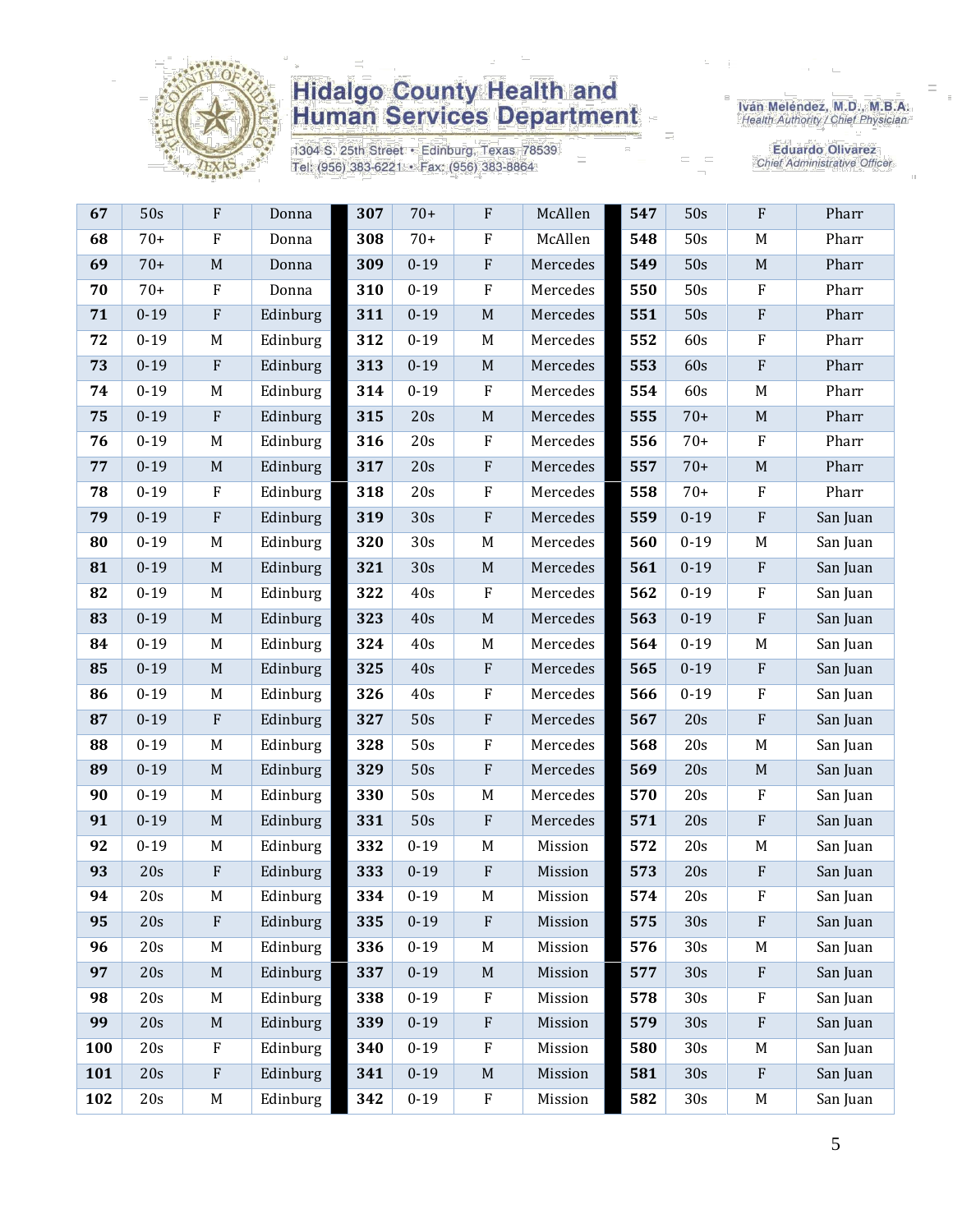| 67 | 50s | F | Donna | 307 | 70+ | F | McAllen | 547 | 50s | F | Pharr |
|---|---|---|---|---|---|---|---|---|---|---|---|
| 68 | 70+ | F | Donna | 308 | 70+ | F | McAllen | 548 | 50s | M | Pharr |
| 69 | 70+ | M | Donna | 309 | 0-19 | F | Mercedes | 549 | 50s | M | Pharr |
| 70 | 70+ | F | Donna | 310 | 0-19 | F | Mercedes | 550 | 50s | F | Pharr |
| 71 | 0-19 | F | Edinburg | 311 | 0-19 | M | Mercedes | 551 | 50s | F | Pharr |
| 72 | 0-19 | M | Edinburg | 312 | 0-19 | M | Mercedes | 552 | 60s | F | Pharr |
| 73 | 0-19 | F | Edinburg | 313 | 0-19 | M | Mercedes | 553 | 60s | F | Pharr |
| 74 | 0-19 | M | Edinburg | 314 | 0-19 | F | Mercedes | 554 | 60s | M | Pharr |
| 75 | 0-19 | F | Edinburg | 315 | 20s | M | Mercedes | 555 | 70+ | M | Pharr |
| 76 | 0-19 | M | Edinburg | 316 | 20s | F | Mercedes | 556 | 70+ | F | Pharr |
| 77 | 0-19 | M | Edinburg | 317 | 20s | F | Mercedes | 557 | 70+ | M | Pharr |
| 78 | 0-19 | F | Edinburg | 318 | 20s | F | Mercedes | 558 | 70+ | F | Pharr |
| 79 | 0-19 | F | Edinburg | 319 | 30s | F | Mercedes | 559 | 0-19 | F | San Juan |
| 80 | 0-19 | M | Edinburg | 320 | 30s | M | Mercedes | 560 | 0-19 | M | San Juan |
| 81 | 0-19 | M | Edinburg | 321 | 30s | M | Mercedes | 561 | 0-19 | F | San Juan |
| 82 | 0-19 | M | Edinburg | 322 | 40s | F | Mercedes | 562 | 0-19 | F | San Juan |
| 83 | 0-19 | M | Edinburg | 323 | 40s | M | Mercedes | 563 | 0-19 | F | San Juan |
| 84 | 0-19 | M | Edinburg | 324 | 40s | M | Mercedes | 564 | 0-19 | M | San Juan |
| 85 | 0-19 | M | Edinburg | 325 | 40s | F | Mercedes | 565 | 0-19 | F | San Juan |
| 86 | 0-19 | M | Edinburg | 326 | 40s | F | Mercedes | 566 | 0-19 | F | San Juan |
| 87 | 0-19 | F | Edinburg | 327 | 50s | F | Mercedes | 567 | 20s | F | San Juan |
| 88 | 0-19 | M | Edinburg | 328 | 50s | F | Mercedes | 568 | 20s | M | San Juan |
| 89 | 0-19 | M | Edinburg | 329 | 50s | F | Mercedes | 569 | 20s | M | San Juan |
| 90 | 0-19 | M | Edinburg | 330 | 50s | M | Mercedes | 570 | 20s | F | San Juan |
| 91 | 0-19 | M | Edinburg | 331 | 50s | F | Mercedes | 571 | 20s | F | San Juan |
| 92 | 0-19 | M | Edinburg | 332 | 0-19 | M | Mission | 572 | 20s | M | San Juan |
| 93 | 20s | F | Edinburg | 333 | 0-19 | F | Mission | 573 | 20s | F | San Juan |
| 94 | 20s | M | Edinburg | 334 | 0-19 | M | Mission | 574 | 20s | F | San Juan |
| 95 | 20s | F | Edinburg | 335 | 0-19 | F | Mission | 575 | 30s | F | San Juan |
| 96 | 20s | M | Edinburg | 336 | 0-19 | M | Mission | 576 | 30s | M | San Juan |
| 97 | 20s | M | Edinburg | 337 | 0-19 | M | Mission | 577 | 30s | F | San Juan |
| 98 | 20s | M | Edinburg | 338 | 0-19 | F | Mission | 578 | 30s | F | San Juan |
| 99 | 20s | M | Edinburg | 339 | 0-19 | F | Mission | 579 | 30s | F | San Juan |
| 100 | 20s | F | Edinburg | 340 | 0-19 | F | Mission | 580 | 30s | M | San Juan |
| 101 | 20s | F | Edinburg | 341 | 0-19 | M | Mission | 581 | 30s | F | San Juan |
| 102 | 20s | M | Edinburg | 342 | 0-19 | F | Mission | 582 | 30s | M | San Juan |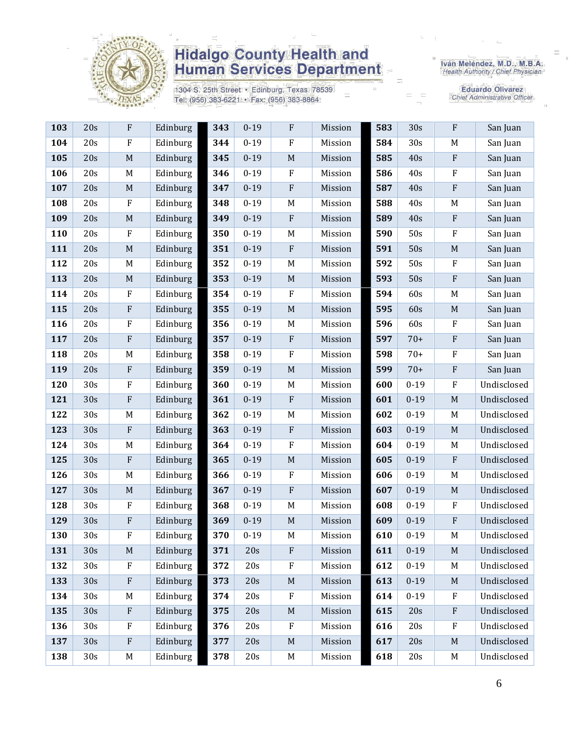# Hidalgo County Health and Human Services Department

1304 S. 25th Street • Edinburg, Texas 78539
Tel: (956) 383-6221 • Fax: (956) 383-8864

Iván Meléndez, M.D., M.B.A.
Health Authority / Chief Physician

Eduardo Olivarez
Chief Administrative Officer

| | | | | | | | | | | | |
|---|---|---|---|---|---|---|---|---|---|---|---|
| **103** | 20s | F | Edinburg | **343** | 0-19 | F | Mission | **583** | 30s | F | San Juan |
| **104** | 20s | F | Edinburg | **344** | 0-19 | F | Mission | **584** | 30s | M | San Juan |
| **105** | 20s | M | Edinburg | **345** | 0-19 | M | Mission | **585** | 40s | F | San Juan |
| **106** | 20s | M | Edinburg | **346** | 0-19 | F | Mission | **586** | 40s | F | San Juan |
| **107** | 20s | M | Edinburg | **347** | 0-19 | F | Mission | **587** | 40s | F | San Juan |
| **108** | 20s | F | Edinburg | **348** | 0-19 | M | Mission | **588** | 40s | M | San Juan |
| **109** | 20s | M | Edinburg | **349** | 0-19 | F | Mission | **589** | 40s | F | San Juan |
| **110** | 20s | F | Edinburg | **350** | 0-19 | M | Mission | **590** | 50s | F | San Juan |
| **111** | 20s | M | Edinburg | **351** | 0-19 | F | Mission | **591** | 50s | M | San Juan |
| **112** | 20s | M | Edinburg | **352** | 0-19 | M | Mission | **592** | 50s | F | San Juan |
| **113** | 20s | M | Edinburg | **353** | 0-19 | M | Mission | **593** | 50s | F | San Juan |
| **114** | 20s | F | Edinburg | **354** | 0-19 | F | Mission | **594** | 60s | M | San Juan |
| **115** | 20s | F | Edinburg | **355** | 0-19 | M | Mission | **595** | 60s | M | San Juan |
| **116** | 20s | F | Edinburg | **356** | 0-19 | M | Mission | **596** | 60s | F | San Juan |
| **117** | 20s | F | Edinburg | **357** | 0-19 | F | Mission | **597** | 70+ | F | San Juan |
| **118** | 20s | M | Edinburg | **358** | 0-19 | F | Mission | **598** | 70+ | F | San Juan |
| **119** | 20s | F | Edinburg | **359** | 0-19 | M | Mission | **599** | 70+ | F | San Juan |
| **120** | 30s | F | Edinburg | **360** | 0-19 | M | Mission | **600** | 0-19 | F | Undisclosed |
| **121** | 30s | F | Edinburg | **361** | 0-19 | F | Mission | **601** | 0-19 | M | Undisclosed |
| **122** | 30s | M | Edinburg | **362** | 0-19 | M | Mission | **602** | 0-19 | M | Undisclosed |
| **123** | 30s | F | Edinburg | **363** | 0-19 | F | Mission | **603** | 0-19 | M | Undisclosed |
| **124** | 30s | M | Edinburg | **364** | 0-19 | F | Mission | **604** | 0-19 | M | Undisclosed |
| **125** | 30s | F | Edinburg | **365** | 0-19 | M | Mission | **605** | 0-19 | F | Undisclosed |
| **126** | 30s | M | Edinburg | **366** | 0-19 | F | Mission | **606** | 0-19 | M | Undisclosed |
| **127** | 30s | M | Edinburg | **367** | 0-19 | F | Mission | **607** | 0-19 | M | Undisclosed |
| **128** | 30s | F | Edinburg | **368** | 0-19 | M | Mission | **608** | 0-19 | F | Undisclosed |
| **129** | 30s | F | Edinburg | **369** | 0-19 | M | Mission | **609** | 0-19 | F | Undisclosed |
| **130** | 30s | F | Edinburg | **370** | 0-19 | M | Mission | **610** | 0-19 | M | Undisclosed |
| **131** | 30s | M | Edinburg | **371** | 20s | F | Mission | **611** | 0-19 | M | Undisclosed |
| **132** | 30s | F | Edinburg | **372** | 20s | F | Mission | **612** | 0-19 | M | Undisclosed |
| **133** | 30s | F | Edinburg | **373** | 20s | M | Mission | **613** | 0-19 | M | Undisclosed |
| **134** | 30s | M | Edinburg | **374** | 20s | F | Mission | **614** | 0-19 | F | Undisclosed |
| **135** | 30s | F | Edinburg | **375** | 20s | M | Mission | **615** | 20s | F | Undisclosed |
| **136** | 30s | F | Edinburg | **376** | 20s | F | Mission | **616** | 20s | F | Undisclosed |
| **137** | 30s | F | Edinburg | **377** | 20s | M | Mission | **617** | 20s | M | Undisclosed |
| **138** | 30s | M | Edinburg | **378** | 20s | M | Mission | **618** | 20s | M | Undisclosed |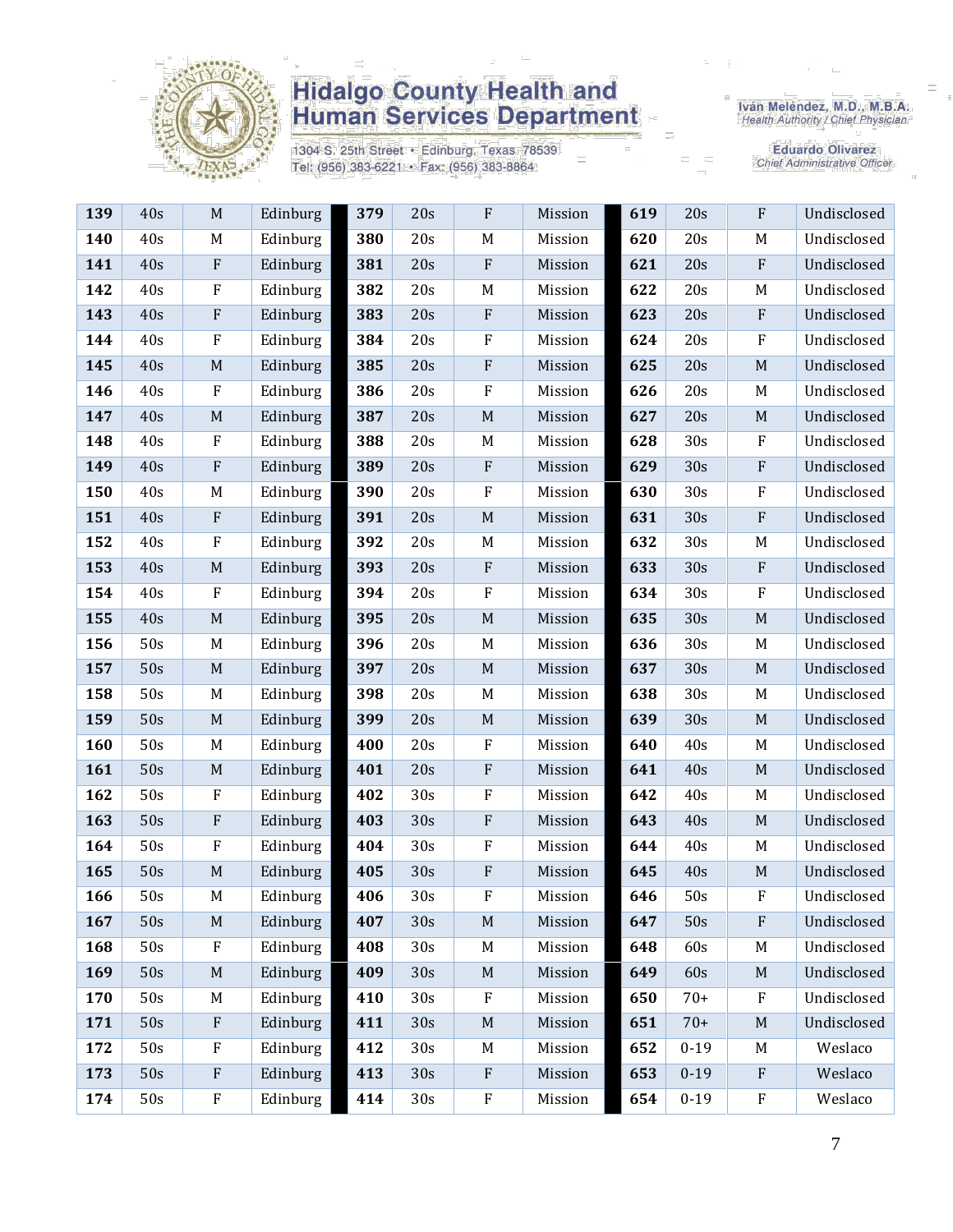# Hidalgo County Health and Human Services Department

1304 S. 25th Street • Edinburg, Texas 78539
Tel: (956) 383-6221 • Fax: (956) 383-8864

Iván Meléndez, M.D., M.B.A.
Health Authority / Chief Physician

Eduardo Olivarez
Chief Administrative Officer

| | | | | | | | | | | | |
|---|---|---|---|---|---|---|---|---|---|---|---|
| **139** | 40s | M | Edinburg | **379** | 20s | F | Mission | **619** | 20s | F | Undisclosed |
| **140** | 40s | M | Edinburg | **380** | 20s | M | Mission | **620** | 20s | M | Undisclosed |
| **141** | 40s | F | Edinburg | **381** | 20s | F | Mission | **621** | 20s | F | Undisclosed |
| **142** | 40s | F | Edinburg | **382** | 20s | M | Mission | **622** | 20s | M | Undisclosed |
| **143** | 40s | F | Edinburg | **383** | 20s | F | Mission | **623** | 20s | F | Undisclosed |
| **144** | 40s | F | Edinburg | **384** | 20s | F | Mission | **624** | 20s | F | Undisclosed |
| **145** | 40s | M | Edinburg | **385** | 20s | F | Mission | **625** | 20s | M | Undisclosed |
| **146** | 40s | F | Edinburg | **386** | 20s | F | Mission | **626** | 20s | M | Undisclosed |
| **147** | 40s | M | Edinburg | **387** | 20s | M | Mission | **627** | 20s | M | Undisclosed |
| **148** | 40s | F | Edinburg | **388** | 20s | M | Mission | **628** | 30s | F | Undisclosed |
| **149** | 40s | F | Edinburg | **389** | 20s | F | Mission | **629** | 30s | F | Undisclosed |
| **150** | 40s | M | Edinburg | **390** | 20s | F | Mission | **630** | 30s | F | Undisclosed |
| **151** | 40s | F | Edinburg | **391** | 20s | M | Mission | **631** | 30s | F | Undisclosed |
| **152** | 40s | F | Edinburg | **392** | 20s | M | Mission | **632** | 30s | M | Undisclosed |
| **153** | 40s | M | Edinburg | **393** | 20s | F | Mission | **633** | 30s | F | Undisclosed |
| **154** | 40s | F | Edinburg | **394** | 20s | F | Mission | **634** | 30s | F | Undisclosed |
| **155** | 40s | M | Edinburg | **395** | 20s | M | Mission | **635** | 30s | M | Undisclosed |
| **156** | 50s | M | Edinburg | **396** | 20s | M | Mission | **636** | 30s | M | Undisclosed |
| **157** | 50s | M | Edinburg | **397** | 20s | M | Mission | **637** | 30s | M | Undisclosed |
| **158** | 50s | M | Edinburg | **398** | 20s | M | Mission | **638** | 30s | M | Undisclosed |
| **159** | 50s | M | Edinburg | **399** | 20s | M | Mission | **639** | 30s | M | Undisclosed |
| **160** | 50s | M | Edinburg | **400** | 20s | F | Mission | **640** | 40s | M | Undisclosed |
| **161** | 50s | M | Edinburg | **401** | 20s | F | Mission | **641** | 40s | M | Undisclosed |
| **162** | 50s | F | Edinburg | **402** | 30s | F | Mission | **642** | 40s | M | Undisclosed |
| **163** | 50s | F | Edinburg | **403** | 30s | F | Mission | **643** | 40s | M | Undisclosed |
| **164** | 50s | F | Edinburg | **404** | 30s | F | Mission | **644** | 40s | M | Undisclosed |
| **165** | 50s | M | Edinburg | **405** | 30s | F | Mission | **645** | 40s | M | Undisclosed |
| **166** | 50s | M | Edinburg | **406** | 30s | F | Mission | **646** | 50s | F | Undisclosed |
| **167** | 50s | M | Edinburg | **407** | 30s | M | Mission | **647** | 50s | F | Undisclosed |
| **168** | 50s | F | Edinburg | **408** | 30s | M | Mission | **648** | 60s | M | Undisclosed |
| **169** | 50s | M | Edinburg | **409** | 30s | M | Mission | **649** | 60s | M | Undisclosed |
| **170** | 50s | M | Edinburg | **410** | 30s | F | Mission | **650** | 70+ | F | Undisclosed |
| **171** | 50s | F | Edinburg | **411** | 30s | M | Mission | **651** | 70+ | M | Undisclosed |
| **172** | 50s | F | Edinburg | **412** | 30s | M | Mission | **652** | 0-19 | M | Weslaco |
| **173** | 50s | F | Edinburg | **413** | 30s | F | Mission | **653** | 0-19 | F | Weslaco |
| **174** | 50s | F | Edinburg | **414** | 30s | F | Mission | **654** | 0-19 | F | Weslaco |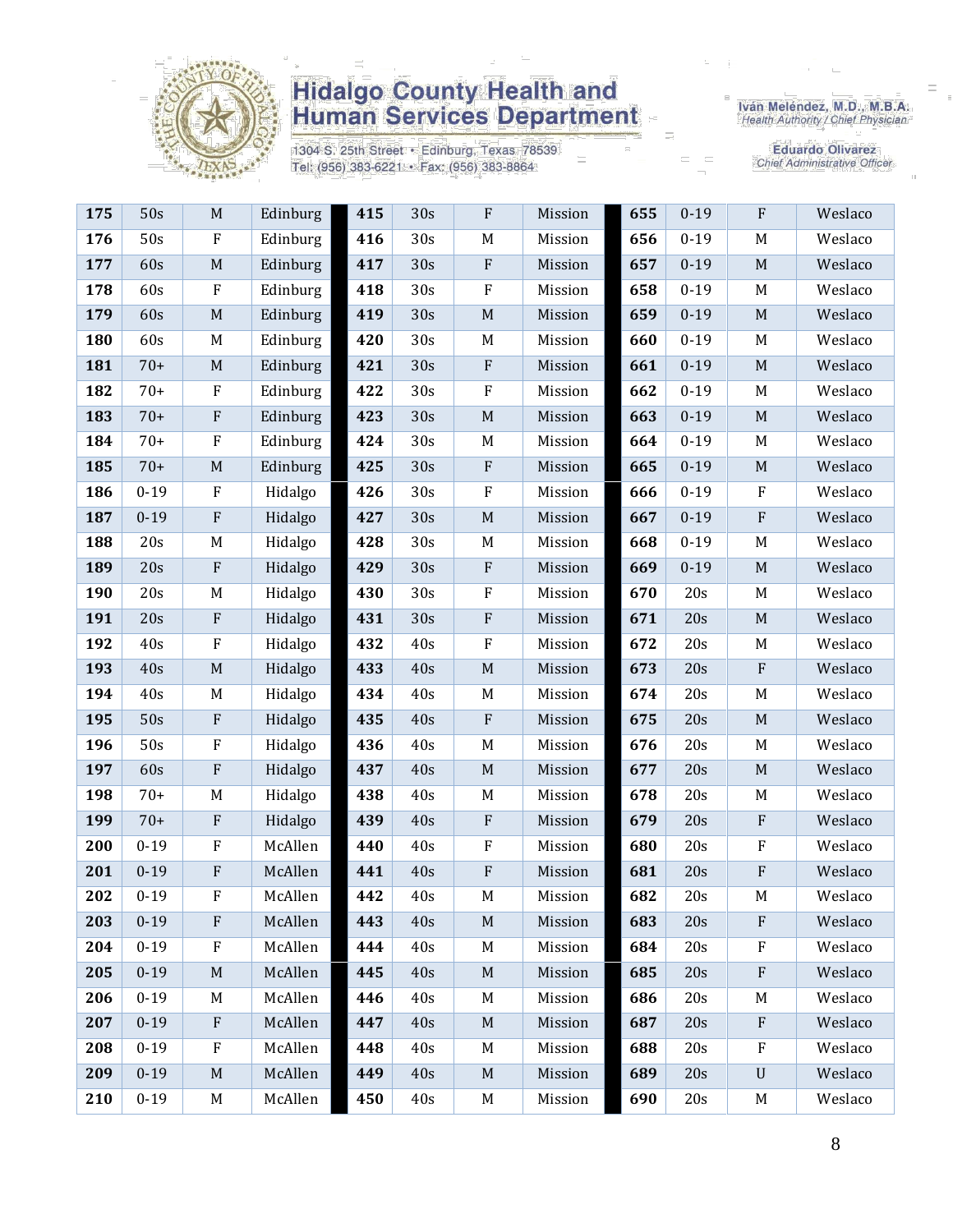# Hidalgo County Health and Human Services Department

1304 S. 25th Street • Edinburg, Texas 78539
Tel: (956) 383-6221 • Fax: (956) 383-8864

Iván Meléndez, M.D., M.B.A.
*Health Authority / Chief Physician*

Eduardo Olivarez
*Chief Administrative Officer*

| | | | | | | | | | | | |
|---|---|---|---|---|---|---|---|---|---|---|---|
| **175** | 50s | M | Edinburg | **415** | 30s | F | Mission | **655** | 0-19 | F | Weslaco |
| **176** | 50s | F | Edinburg | **416** | 30s | M | Mission | **656** | 0-19 | M | Weslaco |
| **177** | 60s | M | Edinburg | **417** | 30s | F | Mission | **657** | 0-19 | M | Weslaco |
| **178** | 60s | F | Edinburg | **418** | 30s | F | Mission | **658** | 0-19 | M | Weslaco |
| **179** | 60s | M | Edinburg | **419** | 30s | M | Mission | **659** | 0-19 | M | Weslaco |
| **180** | 60s | M | Edinburg | **420** | 30s | M | Mission | **660** | 0-19 | M | Weslaco |
| **181** | 70+ | M | Edinburg | **421** | 30s | F | Mission | **661** | 0-19 | M | Weslaco |
| **182** | 70+ | F | Edinburg | **422** | 30s | F | Mission | **662** | 0-19 | M | Weslaco |
| **183** | 70+ | F | Edinburg | **423** | 30s | M | Mission | **663** | 0-19 | M | Weslaco |
| **184** | 70+ | F | Edinburg | **424** | 30s | M | Mission | **664** | 0-19 | M | Weslaco |
| **185** | 70+ | M | Edinburg | **425** | 30s | F | Mission | **665** | 0-19 | M | Weslaco |
| **186** | 0-19 | F | Hidalgo | **426** | 30s | F | Mission | **666** | 0-19 | F | Weslaco |
| **187** | 0-19 | F | Hidalgo | **427** | 30s | M | Mission | **667** | 0-19 | F | Weslaco |
| **188** | 20s | M | Hidalgo | **428** | 30s | M | Mission | **668** | 0-19 | M | Weslaco |
| **189** | 20s | F | Hidalgo | **429** | 30s | F | Mission | **669** | 0-19 | M | Weslaco |
| **190** | 20s | M | Hidalgo | **430** | 30s | F | Mission | **670** | 20s | M | Weslaco |
| **191** | 20s | F | Hidalgo | **431** | 30s | F | Mission | **671** | 20s | M | Weslaco |
| **192** | 40s | F | Hidalgo | **432** | 40s | F | Mission | **672** | 20s | M | Weslaco |
| **193** | 40s | M | Hidalgo | **433** | 40s | M | Mission | **673** | 20s | F | Weslaco |
| **194** | 40s | M | Hidalgo | **434** | 40s | M | Mission | **674** | 20s | M | Weslaco |
| **195** | 50s | F | Hidalgo | **435** | 40s | F | Mission | **675** | 20s | M | Weslaco |
| **196** | 50s | F | Hidalgo | **436** | 40s | M | Mission | **676** | 20s | M | Weslaco |
| **197** | 60s | F | Hidalgo | **437** | 40s | M | Mission | **677** | 20s | M | Weslaco |
| **198** | 70+ | M | Hidalgo | **438** | 40s | M | Mission | **678** | 20s | M | Weslaco |
| **199** | 70+ | F | Hidalgo | **439** | 40s | F | Mission | **679** | 20s | F | Weslaco |
| **200** | 0-19 | F | McAllen | **440** | 40s | F | Mission | **680** | 20s | F | Weslaco |
| **201** | 0-19 | F | McAllen | **441** | 40s | F | Mission | **681** | 20s | F | Weslaco |
| **202** | 0-19 | F | McAllen | **442** | 40s | M | Mission | **682** | 20s | M | Weslaco |
| **203** | 0-19 | F | McAllen | **443** | 40s | M | Mission | **683** | 20s | F | Weslaco |
| **204** | 0-19 | F | McAllen | **444** | 40s | M | Mission | **684** | 20s | F | Weslaco |
| **205** | 0-19 | M | McAllen | **445** | 40s | M | Mission | **685** | 20s | F | Weslaco |
| **206** | 0-19 | M | McAllen | **446** | 40s | M | Mission | **686** | 20s | M | Weslaco |
| **207** | 0-19 | F | McAllen | **447** | 40s | M | Mission | **687** | 20s | F | Weslaco |
| **208** | 0-19 | F | McAllen | **448** | 40s | M | Mission | **688** | 20s | F | Weslaco |
| **209** | 0-19 | M | McAllen | **449** | 40s | M | Mission | **689** | 20s | U | Weslaco |
| **210** | 0-19 | M | McAllen | **450** | 40s | M | Mission | **690** | 20s | M | Weslaco |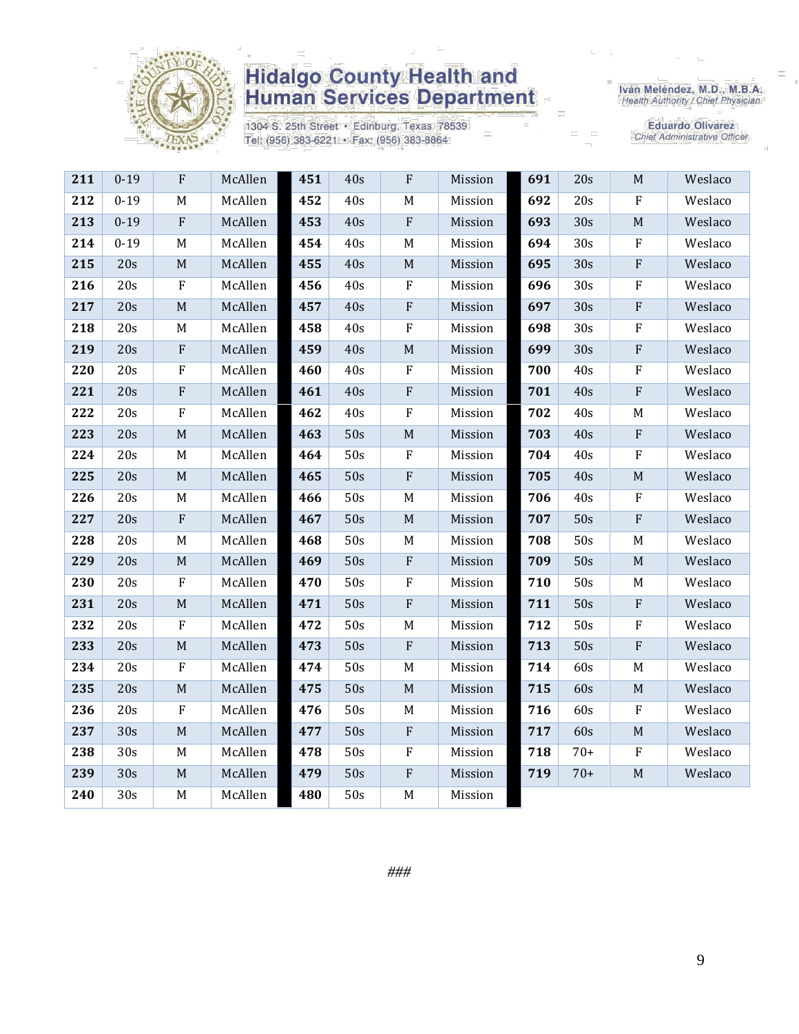| | | | | | | | | | | | |
|---|---|---|---|---|---|---|---|---|---|---|---|
| **211** | 0-19 | F | McAllen | **451** | 40s | F | Mission | **691** | 20s | M | Weslaco |
| **212** | 0-19 | M | McAllen | **452** | 40s | M | Mission | **692** | 20s | F | Weslaco |
| **213** | 0-19 | F | McAllen | **453** | 40s | F | Mission | **693** | 30s | M | Weslaco |
| **214** | 0-19 | M | McAllen | **454** | 40s | M | Mission | **694** | 30s | F | Weslaco |
| **215** | 20s | M | McAllen | **455** | 40s | M | Mission | **695** | 30s | F | Weslaco |
| **216** | 20s | F | McAllen | **456** | 40s | F | Mission | **696** | 30s | F | Weslaco |
| **217** | 20s | M | McAllen | **457** | 40s | F | Mission | **697** | 30s | F | Weslaco |
| **218** | 20s | M | McAllen | **458** | 40s | F | Mission | **698** | 30s | F | Weslaco |
| **219** | 20s | F | McAllen | **459** | 40s | M | Mission | **699** | 30s | F | Weslaco |
| **220** | 20s | F | McAllen | **460** | 40s | F | Mission | **700** | 40s | F | Weslaco |
| **221** | 20s | F | McAllen | **461** | 40s | F | Mission | **701** | 40s | F | Weslaco |
| **222** | 20s | F | McAllen | **462** | 40s | F | Mission | **702** | 40s | M | Weslaco |
| **223** | 20s | M | McAllen | **463** | 50s | M | Mission | **703** | 40s | F | Weslaco |
| **224** | 20s | M | McAllen | **464** | 50s | F | Mission | **704** | 40s | F | Weslaco |
| **225** | 20s | M | McAllen | **465** | 50s | F | Mission | **705** | 40s | M | Weslaco |
| **226** | 20s | M | McAllen | **466** | 50s | M | Mission | **706** | 40s | F | Weslaco |
| **227** | 20s | F | McAllen | **467** | 50s | M | Mission | **707** | 50s | F | Weslaco |
| **228** | 20s | M | McAllen | **468** | 50s | M | Mission | **708** | 50s | M | Weslaco |
| **229** | 20s | M | McAllen | **469** | 50s | F | Mission | **709** | 50s | M | Weslaco |
| **230** | 20s | F | McAllen | **470** | 50s | F | Mission | **710** | 50s | M | Weslaco |
| **231** | 20s | M | McAllen | **471** | 50s | F | Mission | **711** | 50s | F | Weslaco |
| **232** | 20s | F | McAllen | **472** | 50s | M | Mission | **712** | 50s | F | Weslaco |
| **233** | 20s | M | McAllen | **473** | 50s | F | Mission | **713** | 50s | F | Weslaco |
| **234** | 20s | F | McAllen | **474** | 50s | M | Mission | **714** | 60s | M | Weslaco |
| **235** | 20s | M | McAllen | **475** | 50s | M | Mission | **715** | 60s | M | Weslaco |
| **236** | 20s | F | McAllen | **476** | 50s | M | Mission | **716** | 60s | F | Weslaco |
| **237** | 30s | M | McAllen | **477** | 50s | F | Mission | **717** | 60s | M | Weslaco |
| **238** | 30s | M | McAllen | **478** | 50s | F | Mission | **718** | 70+ | F | Weslaco |
| **239** | 30s | M | McAllen | **479** | 50s | F | Mission | **719** | 70+ | M | Weslaco |
| **240** | 30s | M | McAllen | **480** | 50s | M | Mission | | | | |

###